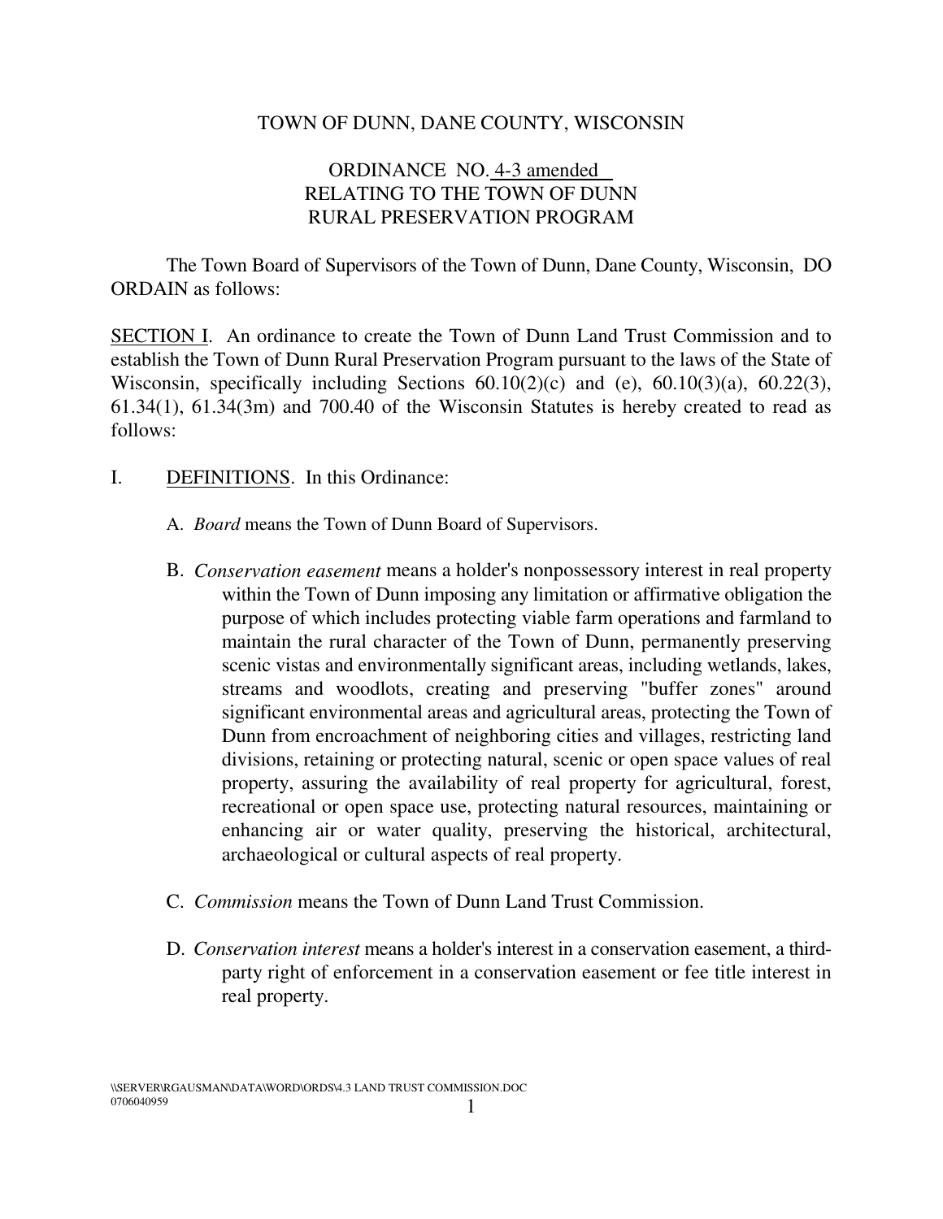TOWN OF DUNN, DANE COUNTY, WISCONSIN

ORDINANCE NO. 4-3 amended
RELATING TO THE TOWN OF DUNN
RURAL PRESERVATION PROGRAM

The Town Board of Supervisors of the Town of Dunn, Dane County, Wisconsin, DO ORDAIN as follows:

SECTION I. An ordinance to create the Town of Dunn Land Trust Commission and to establish the Town of Dunn Rural Preservation Program pursuant to the laws of the State of Wisconsin, specifically including Sections 60.10(2)(c) and (e), 60.10(3)(a), 60.22(3), 61.34(1), 61.34(3m) and 700.40 of the Wisconsin Statutes is hereby created to read as follows:

I. DEFINITIONS. In this Ordinance:

A. *Board* means the Town of Dunn Board of Supervisors.

B. *Conservation easement* means a holder's nonpossessory interest in real property within the Town of Dunn imposing any limitation or affirmative obligation the purpose of which includes protecting viable farm operations and farmland to maintain the rural character of the Town of Dunn, permanently preserving scenic vistas and environmentally significant areas, including wetlands, lakes, streams and woodlots, creating and preserving "buffer zones" around significant environmental areas and agricultural areas, protecting the Town of Dunn from encroachment of neighboring cities and villages, restricting land divisions, retaining or protecting natural, scenic or open space values of real property, assuring the availability of real property for agricultural, forest, recreational or open space use, protecting natural resources, maintaining or enhancing air or water quality, preserving the historical, architectural, archaeological or cultural aspects of real property.

C. *Commission* means the Town of Dunn Land Trust Commission.

D. *Conservation interest* means a holder's interest in a conservation easement, a third-party right of enforcement in a conservation easement or fee title interest in real property.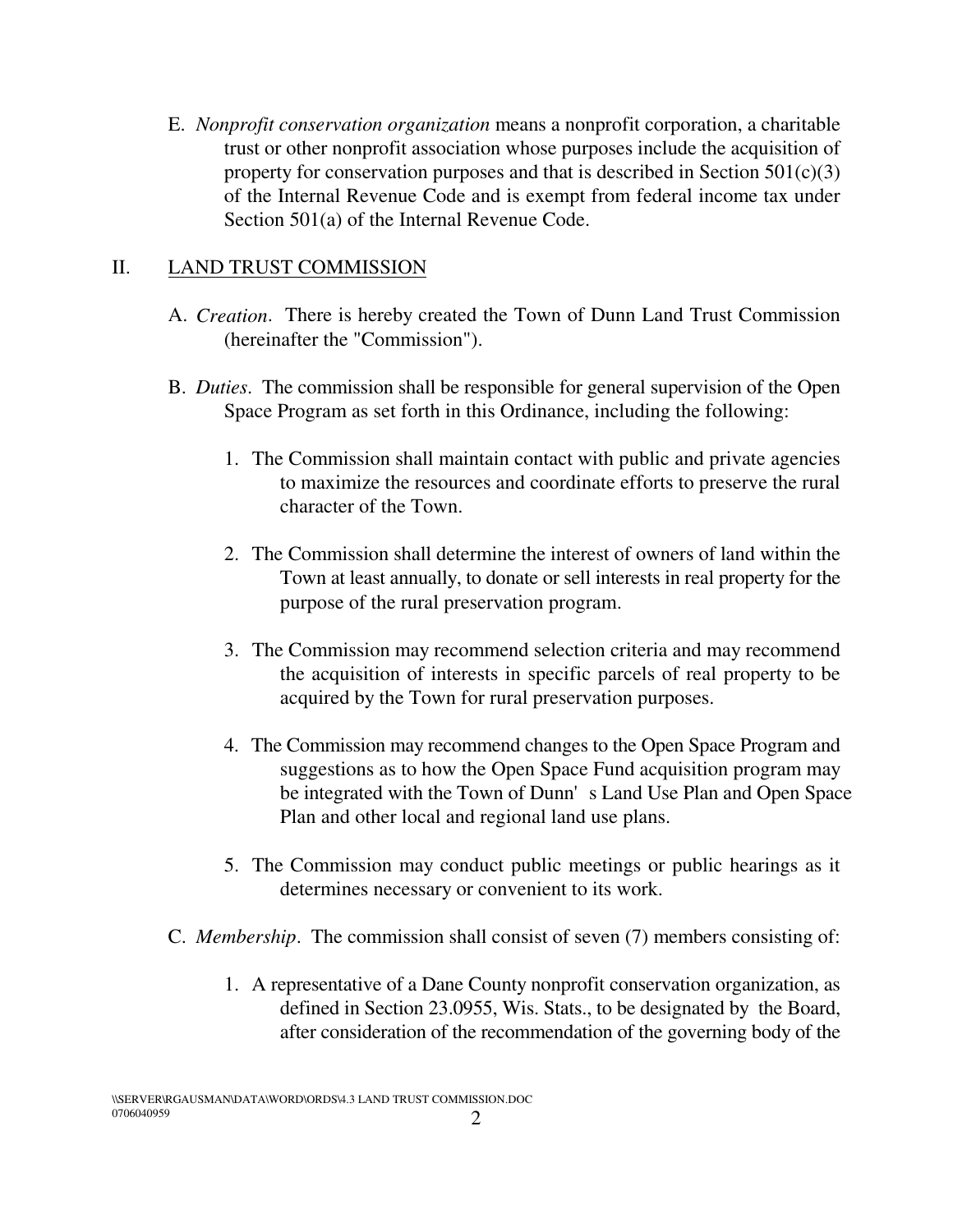E. *Nonprofit conservation organization* means a nonprofit corporation, a charitable trust or other nonprofit association whose purposes include the acquisition of property for conservation purposes and that is described in Section 501(c)(3) of the Internal Revenue Code and is exempt from federal income tax under Section 501(a) of the Internal Revenue Code.

## II. LAND TRUST COMMISSION

A. *Creation*. There is hereby created the Town of Dunn Land Trust Commission (hereinafter the "Commission").

B. *Duties*. The commission shall be responsible for general supervision of the Open Space Program as set forth in this Ordinance, including the following:

1. The Commission shall maintain contact with public and private agencies to maximize the resources and coordinate efforts to preserve the rural character of the Town.

2. The Commission shall determine the interest of owners of land within the Town at least annually, to donate or sell interests in real property for the purpose of the rural preservation program.

3. The Commission may recommend selection criteria and may recommend the acquisition of interests in specific parcels of real property to be acquired by the Town for rural preservation purposes.

4. The Commission may recommend changes to the Open Space Program and suggestions as to how the Open Space Fund acquisition program may be integrated with the Town of Dunn's Land Use Plan and Open Space Plan and other local and regional land use plans.

5. The Commission may conduct public meetings or public hearings as it determines necessary or convenient to its work.

C. *Membership*. The commission shall consist of seven (7) members consisting of:

1. A representative of a Dane County nonprofit conservation organization, as defined in Section 23.0955, Wis. Stats., to be designated by the Board, after consideration of the recommendation of the governing body of the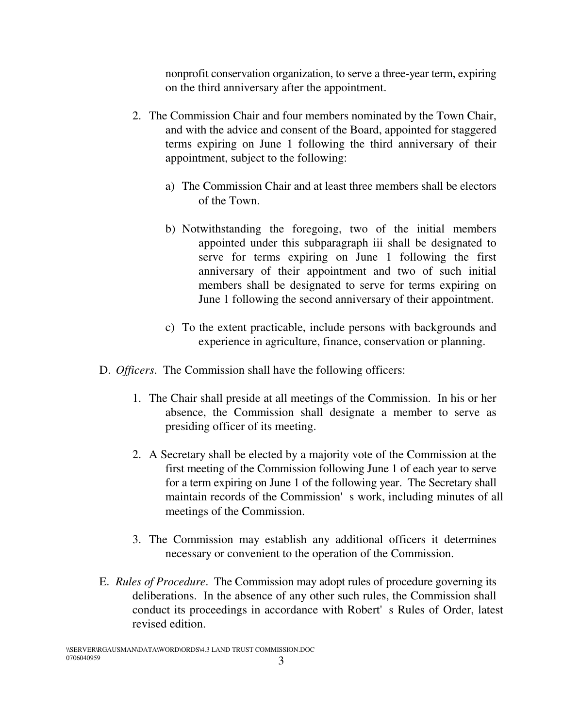nonprofit conservation organization, to serve a three-year term, expiring on the third anniversary after the appointment.

2. The Commission Chair and four members nominated by the Town Chair, and with the advice and consent of the Board, appointed for staggered terms expiring on June 1 following the third anniversary of their appointment, subject to the following:

    a) The Commission Chair and at least three members shall be electors of the Town.

    b) Notwithstanding the foregoing, two of the initial members appointed under this subparagraph iii shall be designated to serve for terms expiring on June 1 following the first anniversary of their appointment and two of such initial members shall be designated to serve for terms expiring on June 1 following the second anniversary of their appointment.

    c) To the extent practicable, include persons with backgrounds and experience in agriculture, finance, conservation or planning.

D. *Officers*. The Commission shall have the following officers:

1. The Chair shall preside at all meetings of the Commission. In his or her absence, the Commission shall designate a member to serve as presiding officer of its meeting.

2. A Secretary shall be elected by a majority vote of the Commission at the first meeting of the Commission following June 1 of each year to serve for a term expiring on June 1 of the following year. The Secretary shall maintain records of the Commission's work, including minutes of all meetings of the Commission.

3. The Commission may establish any additional officers it determines necessary or convenient to the operation of the Commission.

E. *Rules of Procedure*. The Commission may adopt rules of procedure governing its deliberations. In the absence of any other such rules, the Commission shall conduct its proceedings in accordance with Robert's Rules of Order, latest revised edition.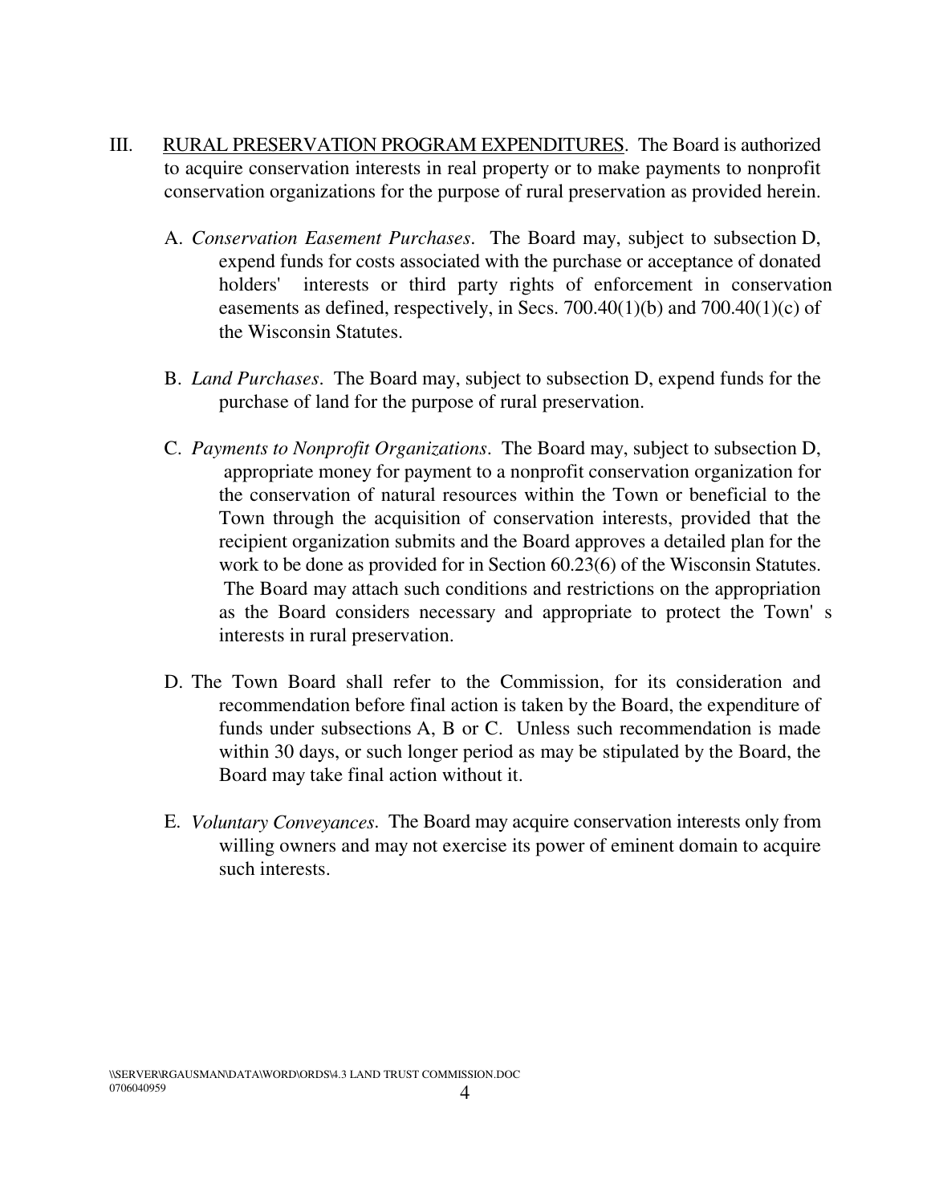III. <u>RURAL PRESERVATION PROGRAM EXPENDITURES</u>. The Board is authorized to acquire conservation interests in real property or to make payments to nonprofit conservation organizations for the purpose of rural preservation as provided herein.

A. *Conservation Easement Purchases*. The Board may, subject to subsection D, expend funds for costs associated with the purchase or acceptance of donated holders' interests or third party rights of enforcement in conservation easements as defined, respectively, in Secs. 700.40(1)(b) and 700.40(1)(c) of the Wisconsin Statutes.

B. *Land Purchases*. The Board may, subject to subsection D, expend funds for the purchase of land for the purpose of rural preservation.

C. *Payments to Nonprofit Organizations*. The Board may, subject to subsection D, appropriate money for payment to a nonprofit conservation organization for the conservation of natural resources within the Town or beneficial to the Town through the acquisition of conservation interests, provided that the recipient organization submits and the Board approves a detailed plan for the work to be done as provided for in Section 60.23(6) of the Wisconsin Statutes. The Board may attach such conditions and restrictions on the appropriation as the Board considers necessary and appropriate to protect the Town's interests in rural preservation.

D. The Town Board shall refer to the Commission, for its consideration and recommendation before final action is taken by the Board, the expenditure of funds under subsections A, B or C. Unless such recommendation is made within 30 days, or such longer period as may be stipulated by the Board, the Board may take final action without it.

E. *Voluntary Conveyances.* The Board may acquire conservation interests only from willing owners and may not exercise its power of eminent domain to acquire such interests.

\\SERVER\RGAUSMAN\DATA\WORD\ORDS\4.3 LAND TRUST COMMISSION.DOC
0706040959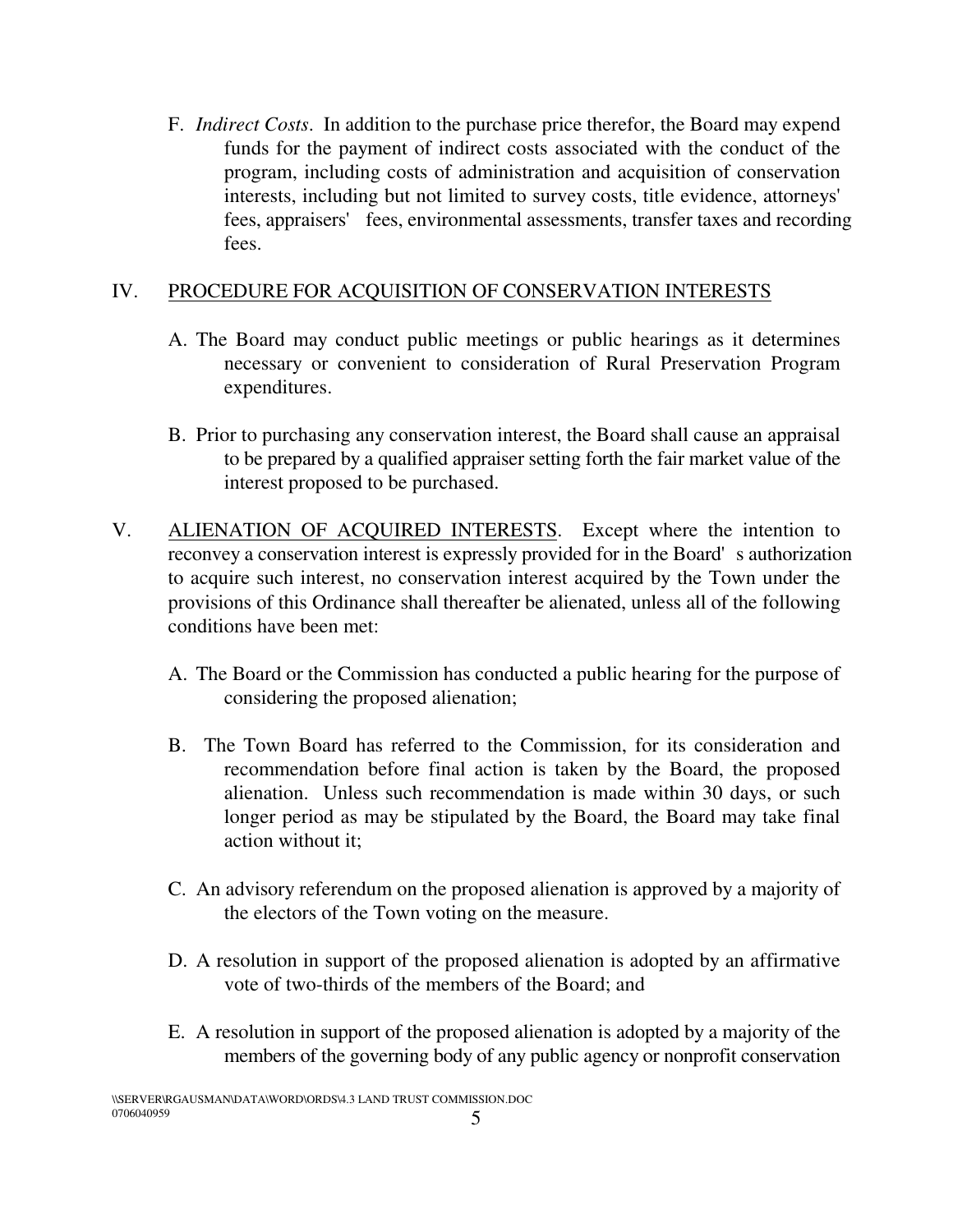F. *Indirect Costs*. In addition to the purchase price therefor, the Board may expend funds for the payment of indirect costs associated with the conduct of the program, including costs of administration and acquisition of conservation interests, including but not limited to survey costs, title evidence, attorneys' fees, appraisers' fees, environmental assessments, transfer taxes and recording fees.

## IV. PROCEDURE FOR ACQUISITION OF CONSERVATION INTERESTS

A. The Board may conduct public meetings or public hearings as it determines necessary or convenient to consideration of Rural Preservation Program expenditures.

B. Prior to purchasing any conservation interest, the Board shall cause an appraisal to be prepared by a qualified appraiser setting forth the fair market value of the interest proposed to be purchased.

## V. ALIENATION OF ACQUIRED INTERESTS.

Except where the intention to reconvey a conservation interest is expressly provided for in the Board's authorization to acquire such interest, no conservation interest acquired by the Town under the provisions of this Ordinance shall thereafter be alienated, unless all of the following conditions have been met:

A. The Board or the Commission has conducted a public hearing for the purpose of considering the proposed alienation;

B. The Town Board has referred to the Commission, for its consideration and recommendation before final action is taken by the Board, the proposed alienation. Unless such recommendation is made within 30 days, or such longer period as may be stipulated by the Board, the Board may take final action without it;

C. An advisory referendum on the proposed alienation is approved by a majority of the electors of the Town voting on the measure.

D. A resolution in support of the proposed alienation is adopted by an affirmative vote of two-thirds of the members of the Board; and

E. A resolution in support of the proposed alienation is adopted by a majority of the members of the governing body of any public agency or nonprofit conservation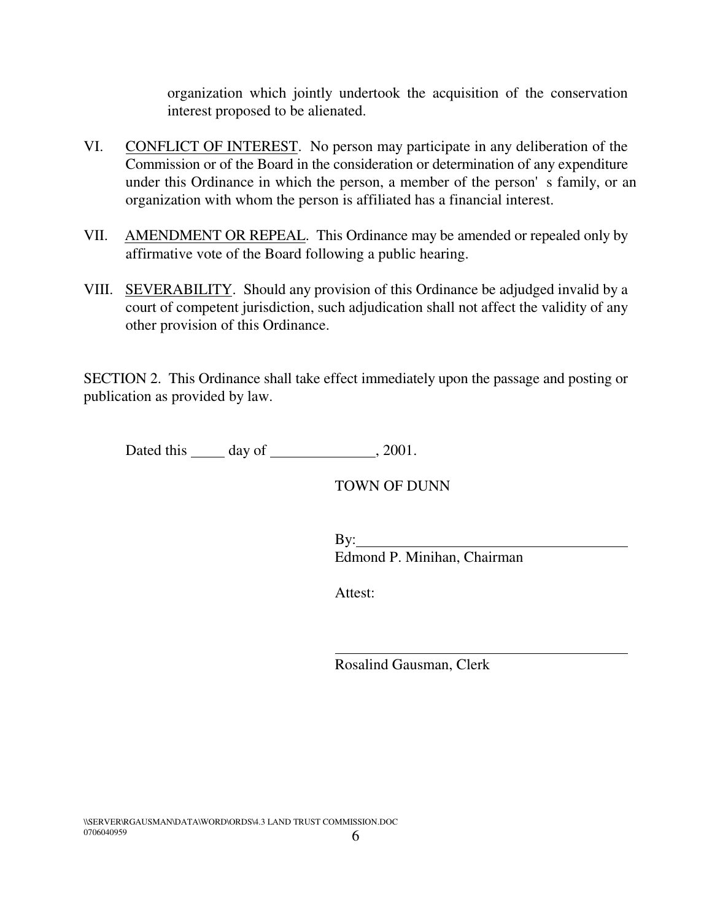organization which jointly undertook the acquisition of the conservation interest proposed to be alienated.

VI. CONFLICT OF INTEREST. No person may participate in any deliberation of the Commission or of the Board in the consideration or determination of any expenditure under this Ordinance in which the person, a member of the person' s family, or an organization with whom the person is affiliated has a financial interest.

VII. AMENDMENT OR REPEAL. This Ordinance may be amended or repealed only by affirmative vote of the Board following a public hearing.

VIII. SEVERABILITY. Should any provision of this Ordinance be adjudged invalid by a court of competent jurisdiction, such adjudication shall not affect the validity of any other provision of this Ordinance.

SECTION 2. This Ordinance shall take effect immediately upon the passage and posting or publication as provided by law.

Dated this _____ day of ______________, 2001.

TOWN OF DUNN

By:______________________________________
Edmond P. Minihan, Chairman

Attest:

_________________________________________
Rosalind Gausman, Clerk

\\SERVER\RGAUSMAN\DATA\WORD\ORDS\4.3 LAND TRUST COMMISSION.DOC
0706040959